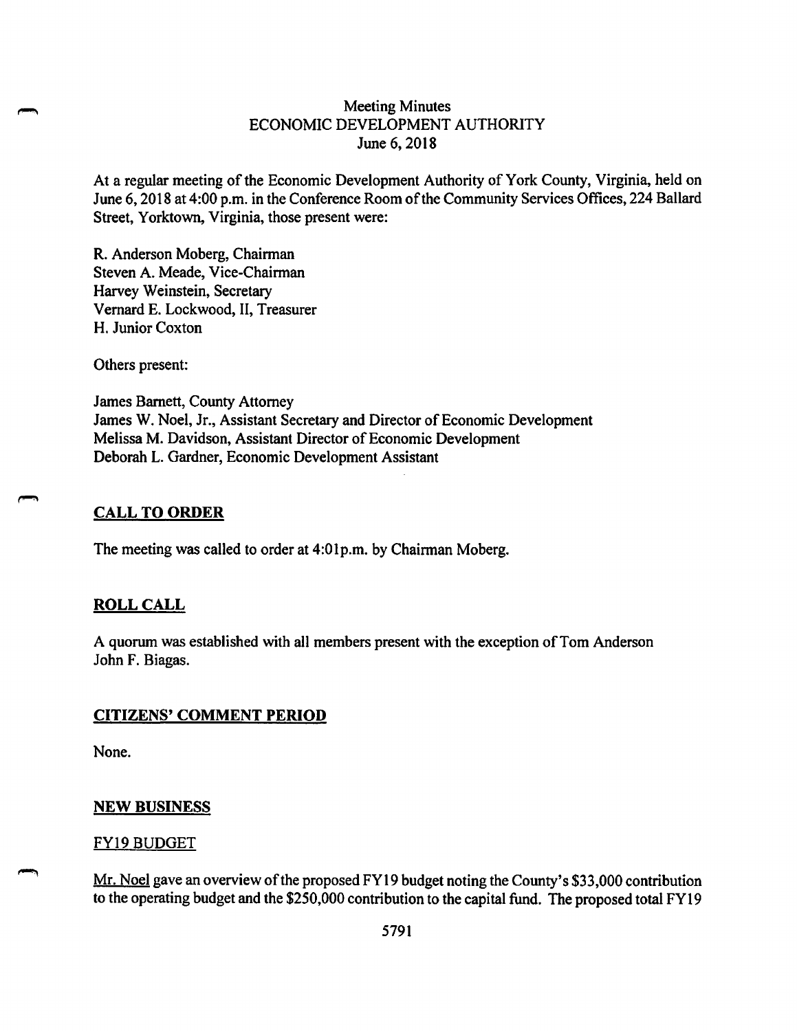# Meeting Minutes
## ECONOMIC DEVELOPMENT AUTHORITY
### June 6, 2018

At a regular meeting of the Economic Development Authority of York County, Virginia, held on June 6, 2018 at 4:00 p.m. in the Conference Room of the Community Services Offices, 224 Ballard Street, Yorktown, Virginia, those present were:

R. Anderson Moberg, Chairman
Steven A. Meade, Vice-Chairman
Harvey Weinstein, Secretary
Vernard E. Lockwood, II, Treasurer
H. Junior Coxton

Others present:

James Barnett, County Attorney
James W. Noel, Jr., Assistant Secretary and Director of Economic Development
Melissa M. Davidson, Assistant Director of Economic Development
Deborah L. Gardner, Economic Development Assistant

## CALL TO ORDER

The meeting was called to order at 4:01p.m. by Chairman Moberg.

## ROLL CALL

A quorum was established with all members present with the exception of Tom Anderson John F. Biagas.

## CITIZENS' COMMENT PERIOD

None.

## NEW BUSINESS

### FY19 BUDGET

Mr. Noel gave an overview of the proposed FY19 budget noting the County's $33,000 contribution to the operating budget and the $250,000 contribution to the capital fund. The proposed total FY19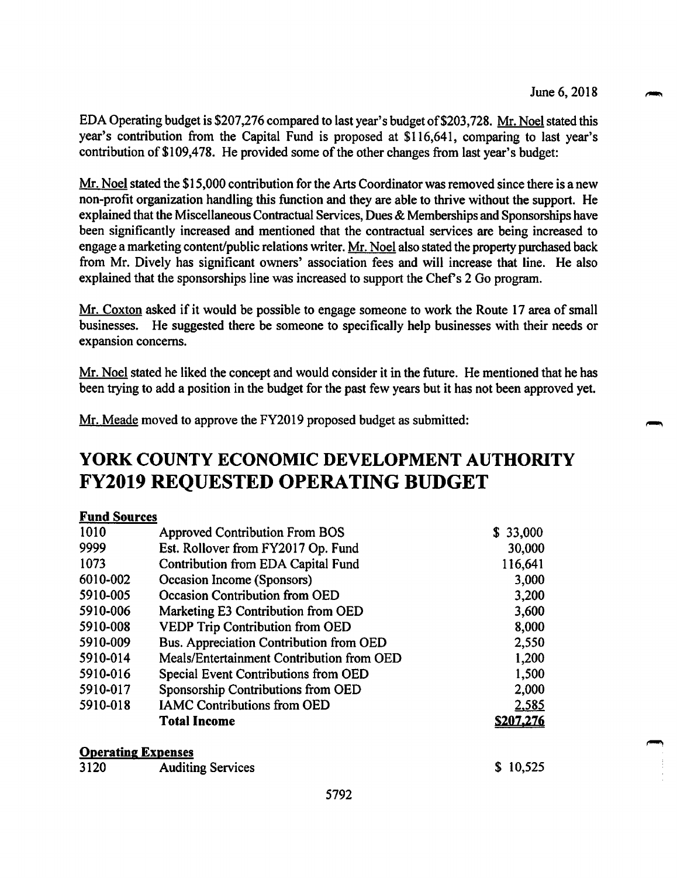EDA Operating budget is $207,276 compared to last year's budget of $203,728. Mr. Noel stated this year's contribution from the Capital Fund is proposed at $116,641, comparing to last year's contribution of $109,478. He provided some of the other changes from last year's budget:

Mr. Noel stated the $15,000 contribution for the Arts Coordinator was removed since there is a new non-profit organization handling this function and they are able to thrive without the support. He explained that the Miscellaneous Contractual Services, Dues & Memberships and Sponsorships have been significantly increased and mentioned that the contractual services are being increased to engage a marketing content/public relations writer. Mr. Noel also stated the property purchased back from Mr. Dively has significant owners' association fees and will increase that line. He also explained that the sponsorships line was increased to support the Chef's 2 Go program.

Mr. Coxton asked if it would be possible to engage someone to work the Route 17 area of small businesses. He suggested there be someone to specifically help businesses with their needs or expansion concerns.

Mr. Noel stated he liked the concept and would consider it in the future. He mentioned that he has been trying to add a position in the budget for the past few years but it has not been approved yet.

Mr. Meade moved to approve the FY2019 proposed budget as submitted:

# YORK COUNTY ECONOMIC DEVELOPMENT AUTHORITY FY2019 REQUESTED OPERATING BUDGET

**Fund Sources**

| | | |
|---|---|---|
| 1010 | Approved Contribution From BOS | $ 33,000 |
| 9999 | Est. Rollover from FY2017 Op. Fund | 30,000 |
| 1073 | Contribution from EDA Capital Fund | 116,641 |
| 6010-002 | Occasion Income (Sponsors) | 3,000 |
| 5910-005 | Occasion Contribution from OED | 3,200 |
| 5910-006 | Marketing E3 Contribution from OED | 3,600 |
| 5910-008 | VEDP Trip Contribution from OED | 8,000 |
| 5910-009 | Bus. Appreciation Contribution from OED | 2,550 |
| 5910-014 | Meals/Entertainment Contribution from OED | 1,200 |
| 5910-016 | Special Event Contributions from OED | 1,500 |
| 5910-017 | Sponsorship Contributions from OED | 2,000 |
| 5910-018 | IAMC Contributions from OED | 2,585 |
| | **Total Income** | **$207,276** |

**Operating Expenses**

| | | |
|---|---|---|
| 3120 | Auditing Services | $ 10,525 |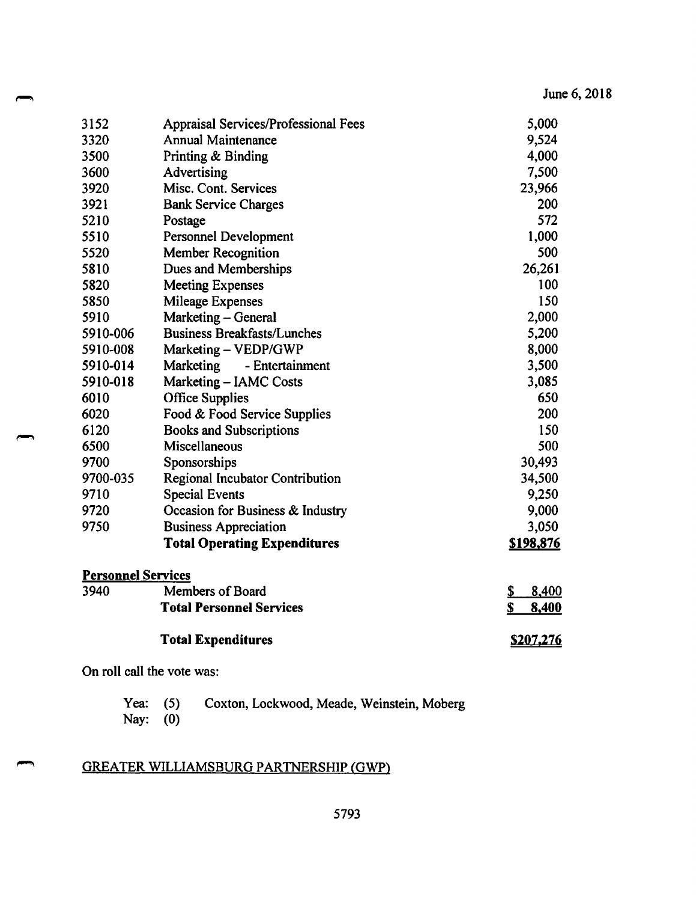| | | |
|---|---|---|
| 3152 | Appraisal Services/Professional Fees | 5,000 |
| 3320 | Annual Maintenance | 9,524 |
| 3500 | Printing & Binding | 4,000 |
| 3600 | Advertising | 7,500 |
| 3920 | Misc. Cont. Services | 23,966 |
| 3921 | Bank Service Charges | 200 |
| 5210 | Postage | 572 |
| 5510 | Personnel Development | 1,000 |
| 5520 | Member Recognition | 500 |
| 5810 | Dues and Memberships | 26,261 |
| 5820 | Meeting Expenses | 100 |
| 5850 | Mileage Expenses | 150 |
| 5910 | Marketing – General | 2,000 |
| 5910-006 | Business Breakfasts/Lunches | 5,200 |
| 5910-008 | Marketing – VEDP/GWP | 8,000 |
| 5910-014 | Marketing - Entertainment | 3,500 |
| 5910-018 | Marketing – IAMC Costs | 3,085 |
| 6010 | Office Supplies | 650 |
| 6020 | Food & Food Service Supplies | 200 |
| 6120 | Books and Subscriptions | 150 |
| 6500 | Miscellaneous | 500 |
| 9700 | Sponsorships | 30,493 |
| 9700-035 | Regional Incubator Contribution | 34,500 |
| 9710 | Special Events | 9,250 |
| 9720 | Occasion for Business & Industry | 9,000 |
| 9750 | Business Appreciation | 3,050 |
| | **Total Operating Expenditures** | **$198,876** |
| **Personnel Services** | | |
| 3940 | Members of Board | $ 8,400 |
| | **Total Personnel Services** | **$ 8,400** |
| | **Total Expenditures** | **$207,276** |

On roll call the vote was:

Yea: (5) Coxton, Lockwood, Meade, Weinstein, Moberg
Nay: (0)

GREATER WILLIAMSBURG PARTNERSHIP (GWP)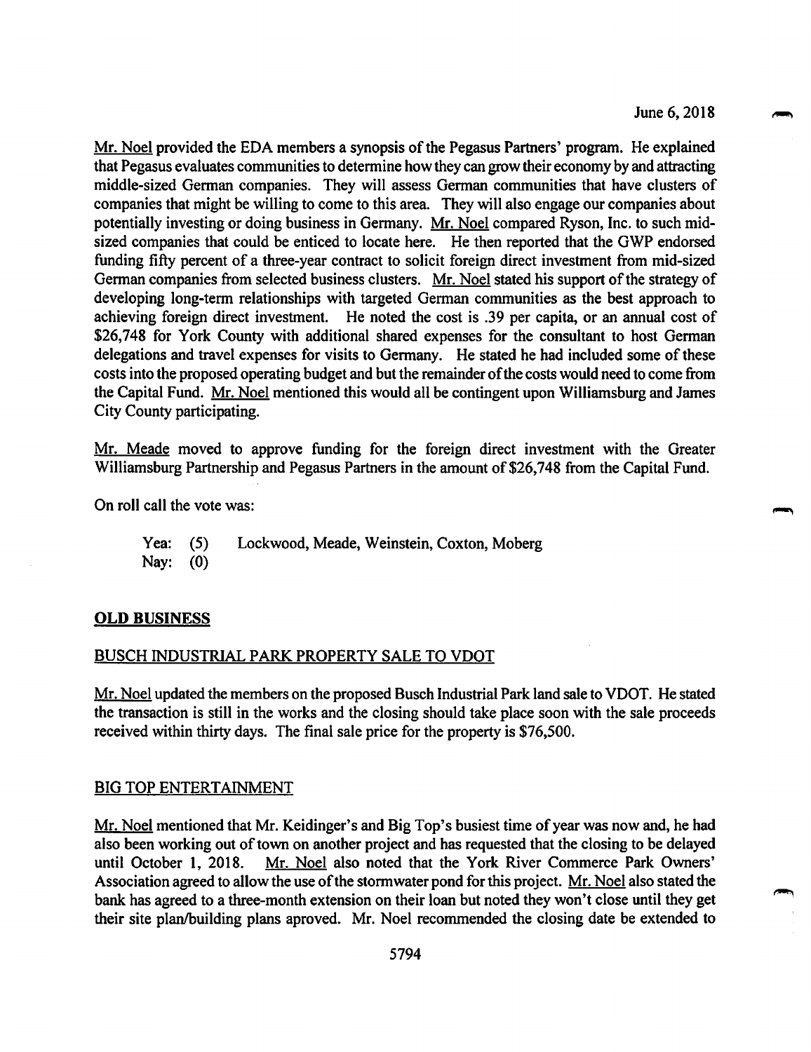June 6, 2018

Mr. Noel provided the EDA members a synopsis of the Pegasus Partners' program. He explained that Pegasus evaluates communities to determine how they can grow their economy by and attracting middle-sized German companies. They will assess German communities that have clusters of companies that might be willing to come to this area. They will also engage our companies about potentially investing or doing business in Germany. Mr. Noel compared Ryson, Inc. to such mid-sized companies that could be enticed to locate here. He then reported that the GWP endorsed funding fifty percent of a three-year contract to solicit foreign direct investment from mid-sized German companies from selected business clusters. Mr. Noel stated his support of the strategy of developing long-term relationships with targeted German communities as the best approach to achieving foreign direct investment. He noted the cost is .39 per capita, or an annual cost of $26,748 for York County with additional shared expenses for the consultant to host German delegations and travel expenses for visits to Germany. He stated he had included some of these costs into the proposed operating budget and but the remainder of the costs would need to come from the Capital Fund. Mr. Noel mentioned this would all be contingent upon Williamsburg and James City County participating.

Mr. Meade moved to approve funding for the foreign direct investment with the Greater Williamsburg Partnership and Pegasus Partners in the amount of $26,748 from the Capital Fund.

On roll call the vote was:

Yea: (5) Lockwood, Meade, Weinstein, Coxton, Moberg
Nay: (0)

## OLD BUSINESS

### BUSCH INDUSTRIAL PARK PROPERTY SALE TO VDOT

Mr. Noel updated the members on the proposed Busch Industrial Park land sale to VDOT. He stated the transaction is still in the works and the closing should take place soon with the sale proceeds received within thirty days. The final sale price for the property is $76,500.

### BIG TOP ENTERTAINMENT

Mr. Noel mentioned that Mr. Keidinger's and Big Top's busiest time of year was now and, he had also been working out of town on another project and has requested that the closing to be delayed until October 1, 2018. Mr. Noel also noted that the York River Commerce Park Owners' Association agreed to allow the use of the stormwater pond for this project. Mr. Noel also stated the bank has agreed to a three-month extension on their loan but noted they won't close until they get their site plan/building plans aproved. Mr. Noel recommended the closing date be extended to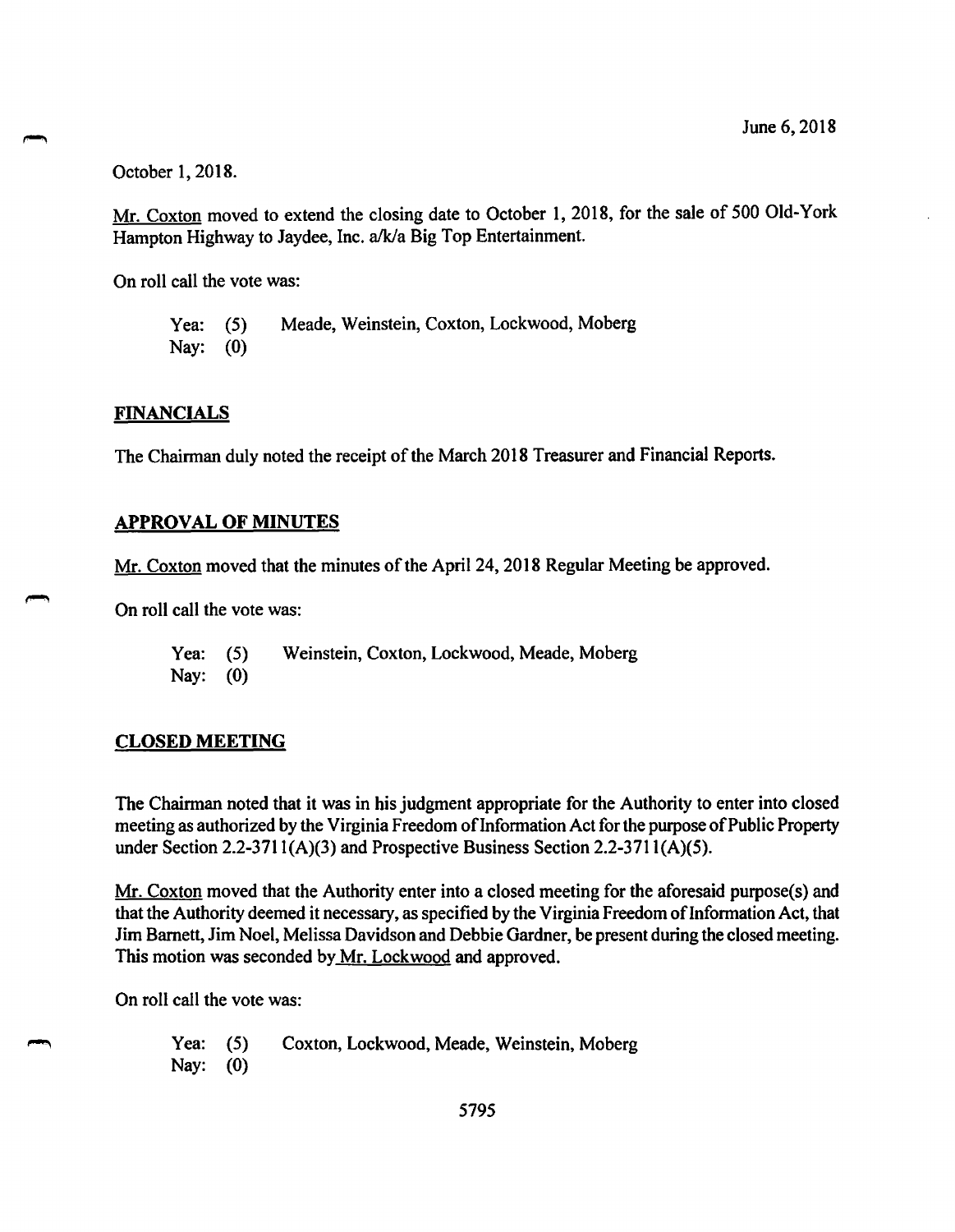October 1, 2018.

Mr. Coxton moved to extend the closing date to October 1, 2018, for the sale of 500 Old-York Hampton Highway to Jaydee, Inc. a/k/a Big Top Entertainment.

On roll call the vote was:

Yea: (5) Meade, Weinstein, Coxton, Lockwood, Moberg
Nay: (0)

## FINANCIALS

The Chairman duly noted the receipt of the March 2018 Treasurer and Financial Reports.

## APPROVAL OF MINUTES

Mr. Coxton moved that the minutes of the April 24, 2018 Regular Meeting be approved.

On roll call the vote was:

Yea: (5) Weinstein, Coxton, Lockwood, Meade, Moberg
Nay: (0)

## CLOSED MEETING

The Chairman noted that it was in his judgment appropriate for the Authority to enter into closed meeting as authorized by the Virginia Freedom of Information Act for the purpose of Public Property under Section 2.2-3711(A)(3) and Prospective Business Section 2.2-3711(A)(5).

Mr. Coxton moved that the Authority enter into a closed meeting for the aforesaid purpose(s) and that the Authority deemed it necessary, as specified by the Virginia Freedom of Information Act, that Jim Barnett, Jim Noel, Melissa Davidson and Debbie Gardner, be present during the closed meeting. This motion was seconded by Mr. Lockwood and approved.

On roll call the vote was:

Yea: (5) Coxton, Lockwood, Meade, Weinstein, Moberg
Nay: (0)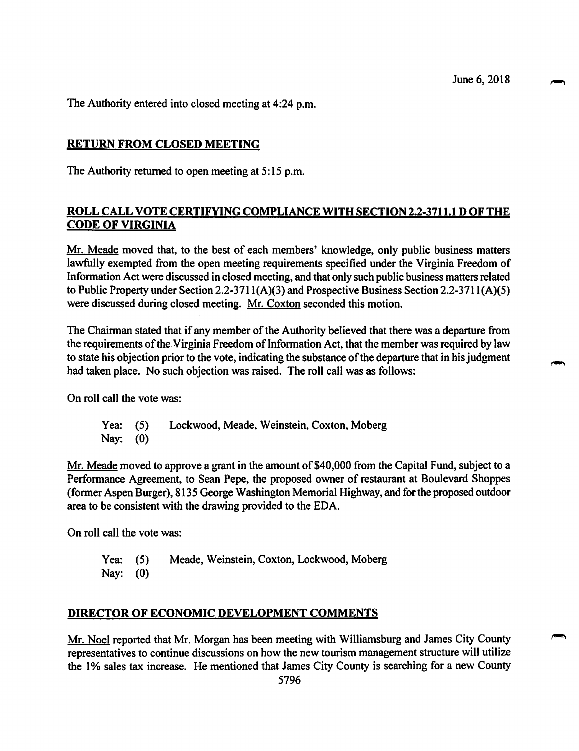June 6, 2018

The Authority entered into closed meeting at 4:24 p.m.

## RETURN FROM CLOSED MEETING

The Authority returned to open meeting at 5:15 p.m.

## ROLL CALL VOTE CERTIFYING COMPLIANCE WITH SECTION 2.2-3711.1 D OF THE CODE OF VIRGINIA

Mr. Meade moved that, to the best of each members' knowledge, only public business matters lawfully exempted from the open meeting requirements specified under the Virginia Freedom of Information Act were discussed in closed meeting, and that only such public business matters related to Public Property under Section 2.2-3711(A)(3) and Prospective Business Section 2.2-3711(A)(5) were discussed during closed meeting. Mr. Coxton seconded this motion.

The Chairman stated that if any member of the Authority believed that there was a departure from the requirements of the Virginia Freedom of Information Act, that the member was required by law to state his objection prior to the vote, indicating the substance of the departure that in his judgment had taken place. No such objection was raised. The roll call was as follows:

On roll call the vote was:

Yea: (5) Lockwood, Meade, Weinstein, Coxton, Moberg
Nay: (0)

Mr. Meade moved to approve a grant in the amount of $40,000 from the Capital Fund, subject to a Performance Agreement, to Sean Pepe, the proposed owner of restaurant at Boulevard Shoppes (former Aspen Burger), 8135 George Washington Memorial Highway, and for the proposed outdoor area to be consistent with the drawing provided to the EDA.

On roll call the vote was:

Yea: (5) Meade, Weinstein, Coxton, Lockwood, Moberg
Nay: (0)

## DIRECTOR OF ECONOMIC DEVELOPMENT COMMENTS

Mr. Noel reported that Mr. Morgan has been meeting with Williamsburg and James City County representatives to continue discussions on how the new tourism management structure will utilize the 1% sales tax increase. He mentioned that James City County is searching for a new County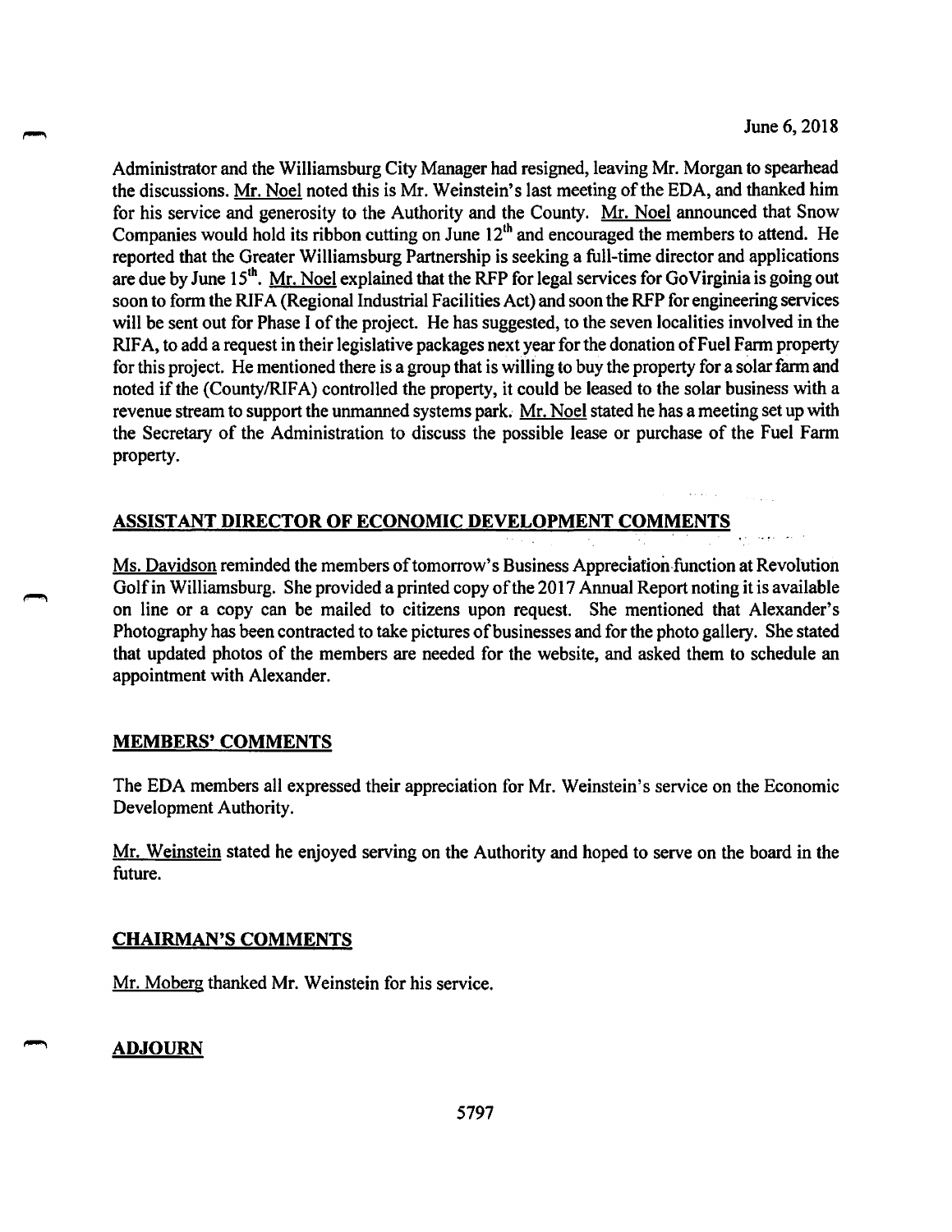Administrator and the Williamsburg City Manager had resigned, leaving Mr. Morgan to spearhead the discussions. Mr. Noel noted this is Mr. Weinstein's last meeting of the EDA, and thanked him for his service and generosity to the Authority and the County. Mr. Noel announced that Snow Companies would hold its ribbon cutting on June 12th and encouraged the members to attend. He reported that the Greater Williamsburg Partnership is seeking a full-time director and applications are due by June 15th. Mr. Noel explained that the RFP for legal services for GoVirginia is going out soon to form the RIFA (Regional Industrial Facilities Act) and soon the RFP for engineering services will be sent out for Phase I of the project. He has suggested, to the seven localities involved in the RIFA, to add a request in their legislative packages next year for the donation of Fuel Farm property for this project. He mentioned there is a group that is willing to buy the property for a solar farm and noted if the (County/RIFA) controlled the property, it could be leased to the solar business with a revenue stream to support the unmanned systems park. Mr. Noel stated he has a meeting set up with the Secretary of the Administration to discuss the possible lease or purchase of the Fuel Farm property.

## ASSISTANT DIRECTOR OF ECONOMIC DEVELOPMENT COMMENTS

Ms. Davidson reminded the members of tomorrow's Business Appreciation function at Revolution Golf in Williamsburg. She provided a printed copy of the 2017 Annual Report noting it is available on line or a copy can be mailed to citizens upon request. She mentioned that Alexander's Photography has been contracted to take pictures of businesses and for the photo gallery. She stated that updated photos of the members are needed for the website, and asked them to schedule an appointment with Alexander.

## MEMBERS' COMMENTS

The EDA members all expressed their appreciation for Mr. Weinstein's service on the Economic Development Authority.

Mr. Weinstein stated he enjoyed serving on the Authority and hoped to serve on the board in the future.

## CHAIRMAN'S COMMENTS

Mr. Moberg thanked Mr. Weinstein for his service.

## ADJOURN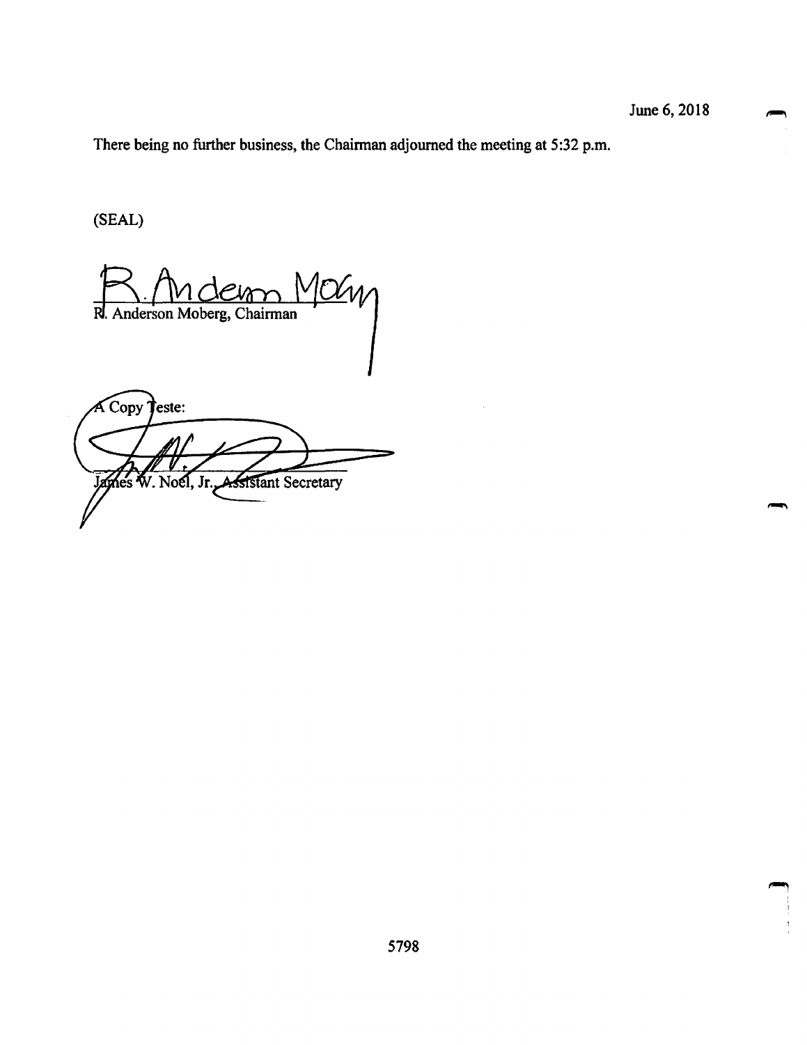June 6, 2018

There being no further business, the Chairman adjourned the meeting at 5:32 p.m.

(SEAL)

R. Anderson Moberg, Chairman

A Copy Teste:

James W. Noel, Jr., Assistant Secretary